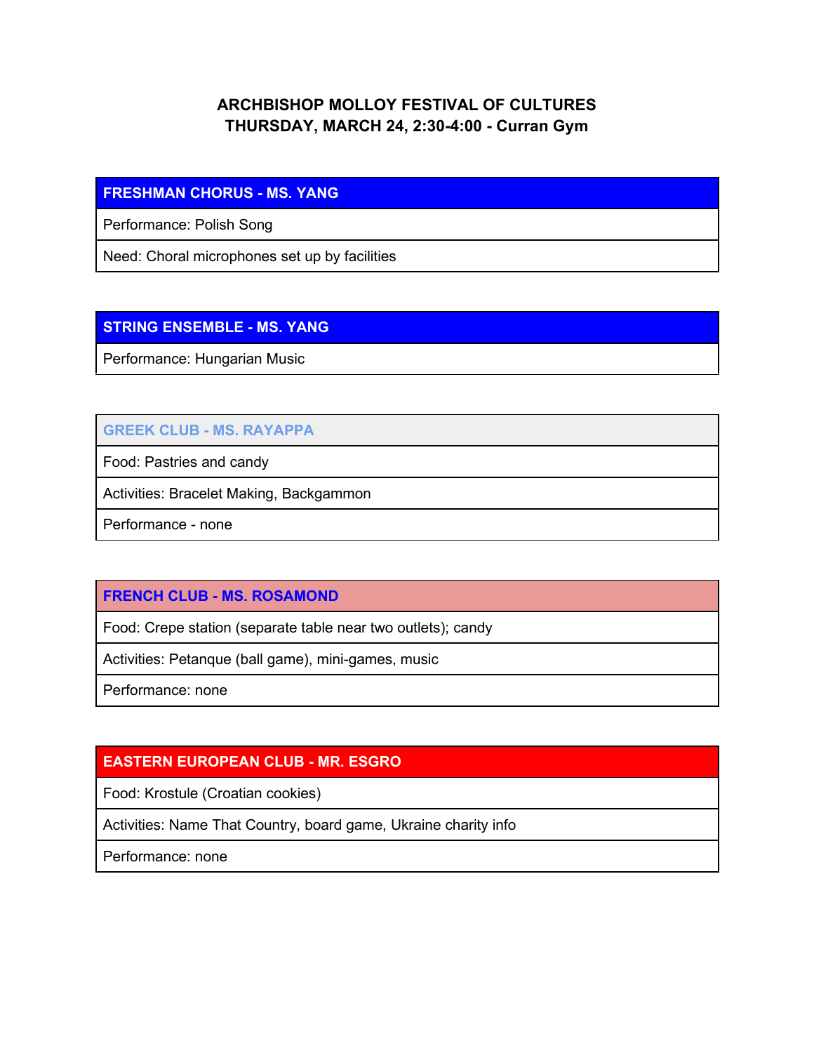**ARCHBISHOP MOLLOY FESTIVAL OF CULTURES**
**THURSDAY, MARCH 24, 2:30-4:00 - Curran Gym**

| FRESHMAN CHORUS - MS. YANG |
|---|
| Performance: Polish Song |
| Need: Choral microphones set up by facilities |

| STRING ENSEMBLE - MS. YANG |
|---|
| Performance: Hungarian Music |

| GREEK CLUB - MS. RAYAPPA |
|---|
| Food: Pastries and candy |
| Activities: Bracelet Making, Backgammon |
| Performance - none |

| FRENCH CLUB - MS. ROSAMOND |
|---|
| Food: Crepe station (separate table near two outlets); candy |
| Activities: Petanque (ball game), mini-games, music |
| Performance: none |

| EASTERN EUROPEAN CLUB - MR. ESGRO |
|---|
| Food: Krostule (Croatian cookies) |
| Activities: Name That Country, board game, Ukraine charity info |
| Performance: none |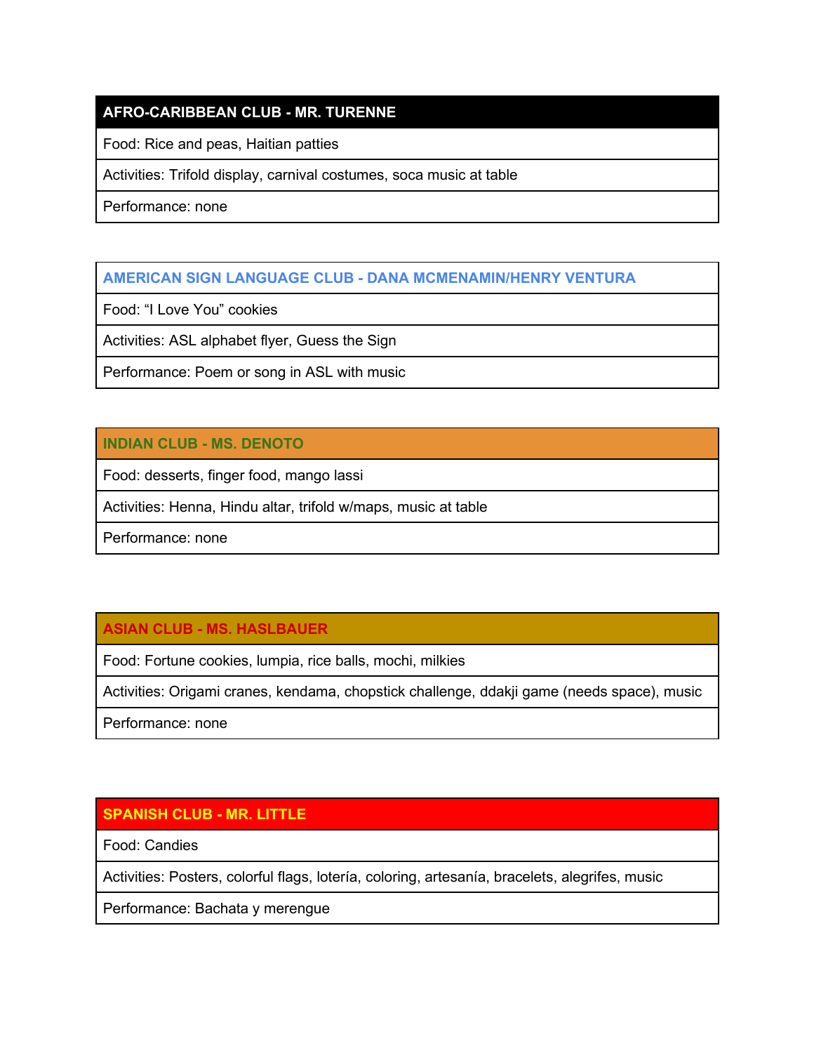| AFRO-CARIBBEAN CLUB - MR. TURENNE |
| --- |
| Food: Rice and peas, Haitian patties |
| Activities: Trifold display, carnival costumes, soca music at table |
| Performance: none |

| AMERICAN SIGN LANGUAGE CLUB - DANA MCMENAMIN/HENRY VENTURA |
| --- |
| Food: “I Love You” cookies |
| Activities: ASL alphabet flyer, Guess the Sign |
| Performance: Poem or song in ASL with music |

| INDIAN CLUB - MS. DENOTO |
| --- |
| Food: desserts, finger food, mango lassi |
| Activities: Henna, Hindu altar, trifold w/maps, music at table |
| Performance: none |

| ASIAN CLUB - MS. HASLBAUER |
| --- |
| Food: Fortune cookies, lumpia, rice balls, mochi, milkies |
| Activities: Origami cranes, kendama, chopstick challenge, ddakji game (needs space), music |
| Performance: none |

| SPANISH CLUB - MR. LITTLE |
| --- |
| Food: Candies |
| Activities: Posters, colorful flags, lotería, coloring, artesanía, bracelets, alegrifes, music |
| Performance: Bachata y merengue |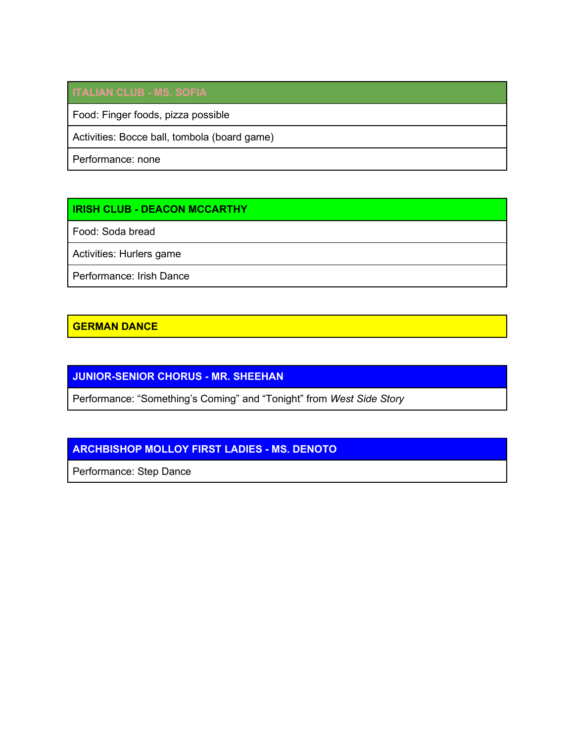| ITALIAN CLUB - MS. SOFIA |
| --- |
| Food: Finger foods, pizza possible |
| Activities: Bocce ball, tombola (board game) |
| Performance: none |

| IRISH CLUB - DEACON MCCARTHY |
| --- |
| Food: Soda bread |
| Activities: Hurlers game |
| Performance: Irish Dance |

| GERMAN DANCE |
| --- |

| JUNIOR-SENIOR CHORUS - MR. SHEEHAN |
| --- |
| Performance: “Something’s Coming” and “Tonight” from *West Side Story* |

| ARCHBISHOP MOLLOY FIRST LADIES - MS. DENOTO |
| --- |
| Performance: Step Dance |